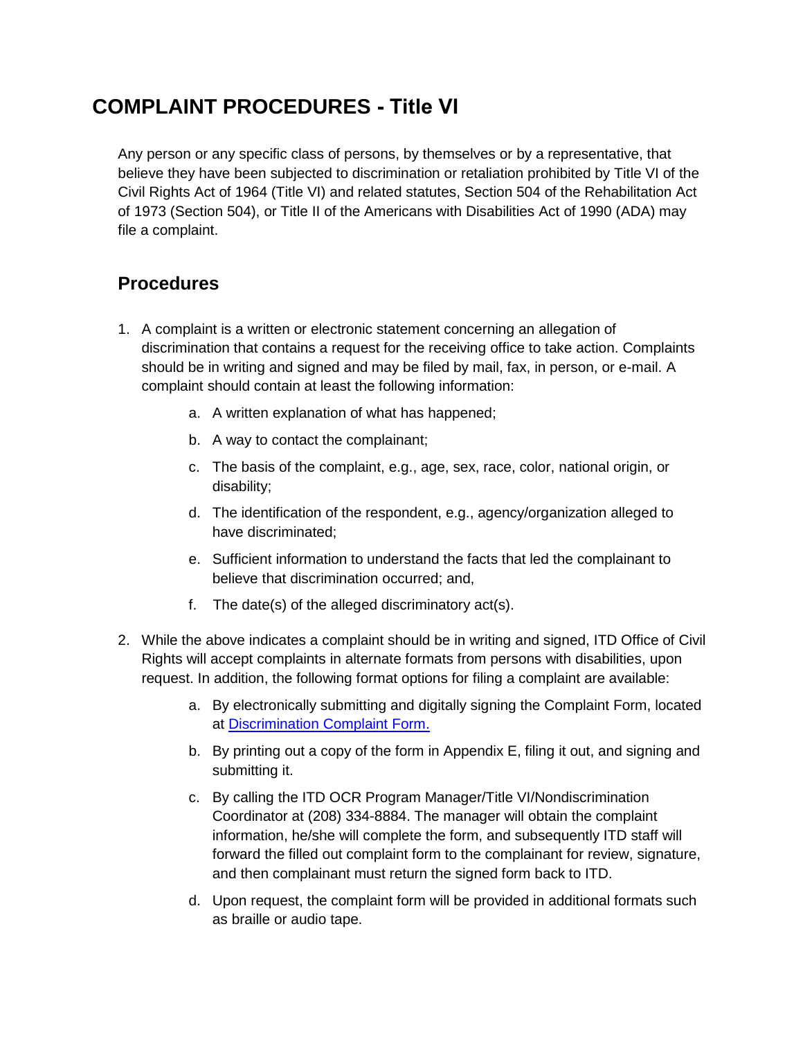# COMPLAINT PROCEDURES - Title VI

Any person or any specific class of persons, by themselves or by a representative, that believe they have been subjected to discrimination or retaliation prohibited by Title VI of the Civil Rights Act of 1964 (Title VI) and related statutes, Section 504 of the Rehabilitation Act of 1973 (Section 504), or Title II of the Americans with Disabilities Act of 1990 (ADA) may file a complaint.

## Procedures

1. A complaint is a written or electronic statement concerning an allegation of discrimination that contains a request for the receiving office to take action. Complaints should be in writing and signed and may be filed by mail, fax, in person, or e-mail. A complaint should contain at least the following information:
    a. A written explanation of what has happened;
    b. A way to contact the complainant;
    c. The basis of the complaint, e.g., age, sex, race, color, national origin, or disability;
    d. The identification of the respondent, e.g., agency/organization alleged to have discriminated;
    e. Sufficient information to understand the facts that led the complainant to believe that discrimination occurred; and,
    f. The date(s) of the alleged discriminatory act(s).
2. While the above indicates a complaint should be in writing and signed, ITD Office of Civil Rights will accept complaints in alternate formats from persons with disabilities, upon request. In addition, the following format options for filing a complaint are available:
    a. By electronically submitting and digitally signing the Complaint Form, located at [Discrimination Complaint Form.]()
    b. By printing out a copy of the form in Appendix E, filing it out, and signing and submitting it.
    c. By calling the ITD OCR Program Manager/Title VI/Nondiscrimination Coordinator at (208) 334-8884. The manager will obtain the complaint information, he/she will complete the form, and subsequently ITD staff will forward the filled out complaint form to the complainant for review, signature, and then complainant must return the signed form back to ITD.
    d. Upon request, the complaint form will be provided in additional formats such as braille or audio tape.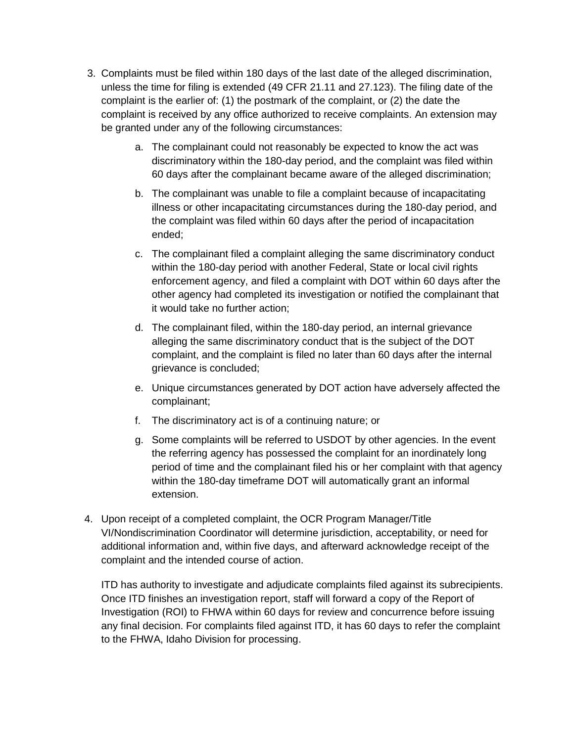3. Complaints must be filed within 180 days of the last date of the alleged discrimination, unless the time for filing is extended (49 CFR 21.11 and 27.123). The filing date of the complaint is the earlier of: (1) the postmark of the complaint, or (2) the date the complaint is received by any office authorized to receive complaints. An extension may be granted under any of the following circumstances:

    a. The complainant could not reasonably be expected to know the act was discriminatory within the 180-day period, and the complaint was filed within 60 days after the complainant became aware of the alleged discrimination;

    b. The complainant was unable to file a complaint because of incapacitating illness or other incapacitating circumstances during the 180-day period, and the complaint was filed within 60 days after the period of incapacitation ended;

    c. The complainant filed a complaint alleging the same discriminatory conduct within the 180-day period with another Federal, State or local civil rights enforcement agency, and filed a complaint with DOT within 60 days after the other agency had completed its investigation or notified the complainant that it would take no further action;

    d. The complainant filed, within the 180-day period, an internal grievance alleging the same discriminatory conduct that is the subject of the DOT complaint, and the complaint is filed no later than 60 days after the internal grievance is concluded;

    e. Unique circumstances generated by DOT action have adversely affected the complainant;

    f. The discriminatory act is of a continuing nature; or

    g. Some complaints will be referred to USDOT by other agencies. In the event the referring agency has possessed the complaint for an inordinately long period of time and the complainant filed his or her complaint with that agency within the 180-day timeframe DOT will automatically grant an informal extension.

4. Upon receipt of a completed complaint, the OCR Program Manager/Title VI/Nondiscrimination Coordinator will determine jurisdiction, acceptability, or need for additional information and, within five days, and afterward acknowledge receipt of the complaint and the intended course of action.

    ITD has authority to investigate and adjudicate complaints filed against its subrecipients. Once ITD finishes an investigation report, staff will forward a copy of the Report of Investigation (ROI) to FHWA within 60 days for review and concurrence before issuing any final decision. For complaints filed against ITD, it has 60 days to refer the complaint to the FHWA, Idaho Division for processing.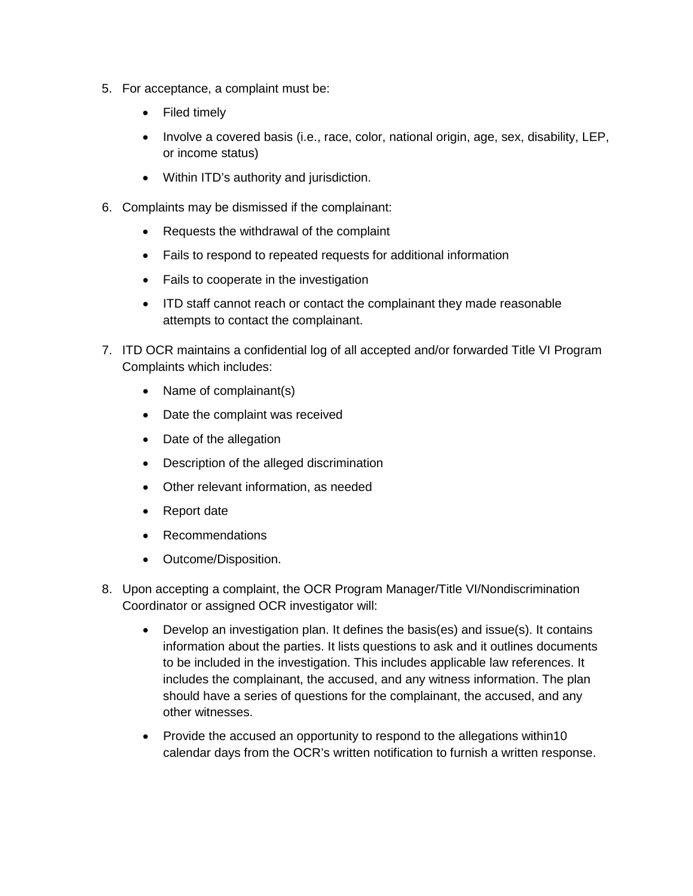5. For acceptance, a complaint must be:
    - Filed timely
    - Involve a covered basis (i.e., race, color, national origin, age, sex, disability, LEP, or income status)
    - Within ITD's authority and jurisdiction.

6. Complaints may be dismissed if the complainant:
    - Requests the withdrawal of the complaint
    - Fails to respond to repeated requests for additional information
    - Fails to cooperate in the investigation
    - ITD staff cannot reach or contact the complainant they made reasonable attempts to contact the complainant.

7. ITD OCR maintains a confidential log of all accepted and/or forwarded Title VI Program Complaints which includes:
    - Name of complainant(s)
    - Date the complaint was received
    - Date of the allegation
    - Description of the alleged discrimination
    - Other relevant information, as needed
    - Report date
    - Recommendations
    - Outcome/Disposition.

8. Upon accepting a complaint, the OCR Program Manager/Title VI/Nondiscrimination Coordinator or assigned OCR investigator will:
    - Develop an investigation plan. It defines the basis(es) and issue(s). It contains information about the parties. It lists questions to ask and it outlines documents to be included in the investigation. This includes applicable law references. It includes the complainant, the accused, and any witness information. The plan should have a series of questions for the complainant, the accused, and any other witnesses.
    - Provide the accused an opportunity to respond to the allegations within10 calendar days from the OCR's written notification to furnish a written response.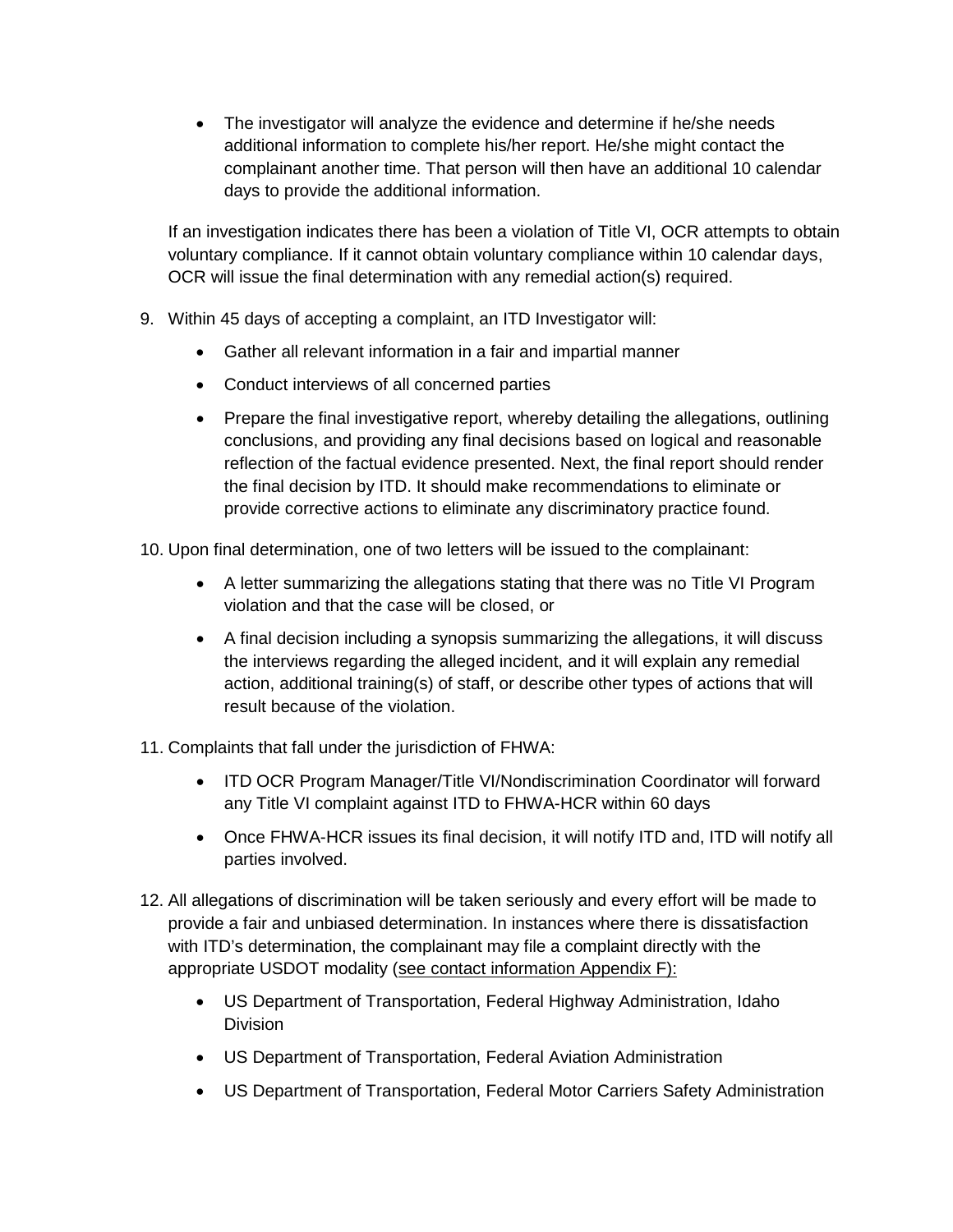- The investigator will analyze the evidence and determine if he/she needs additional information to complete his/her report. He/she might contact the complainant another time. That person will then have an additional 10 calendar days to provide the additional information.

If an investigation indicates there has been a violation of Title VI, OCR attempts to obtain voluntary compliance. If it cannot obtain voluntary compliance within 10 calendar days, OCR will issue the final determination with any remedial action(s) required.

9. Within 45 days of accepting a complaint, an ITD Investigator will:
   - Gather all relevant information in a fair and impartial manner
   - Conduct interviews of all concerned parties
   - Prepare the final investigative report, whereby detailing the allegations, outlining conclusions, and providing any final decisions based on logical and reasonable reflection of the factual evidence presented. Next, the final report should render the final decision by ITD. It should make recommendations to eliminate or provide corrective actions to eliminate any discriminatory practice found.
10. Upon final determination, one of two letters will be issued to the complainant:
    - A letter summarizing the allegations stating that there was no Title VI Program violation and that the case will be closed, or
    - A final decision including a synopsis summarizing the allegations, it will discuss the interviews regarding the alleged incident, and it will explain any remedial action, additional training(s) of staff, or describe other types of actions that will result because of the violation.
11. Complaints that fall under the jurisdiction of FHWA:
    - ITD OCR Program Manager/Title VI/Nondiscrimination Coordinator will forward any Title VI complaint against ITD to FHWA-HCR within 60 days
    - Once FHWA-HCR issues its final decision, it will notify ITD and, ITD will notify all parties involved.
12. All allegations of discrimination will be taken seriously and every effort will be made to provide a fair and unbiased determination. In instances where there is dissatisfaction with ITD's determination, the complainant may file a complaint directly with the appropriate USDOT modality (see contact information Appendix F):
    - US Department of Transportation, Federal Highway Administration, Idaho Division
    - US Department of Transportation, Federal Aviation Administration
    - US Department of Transportation, Federal Motor Carriers Safety Administration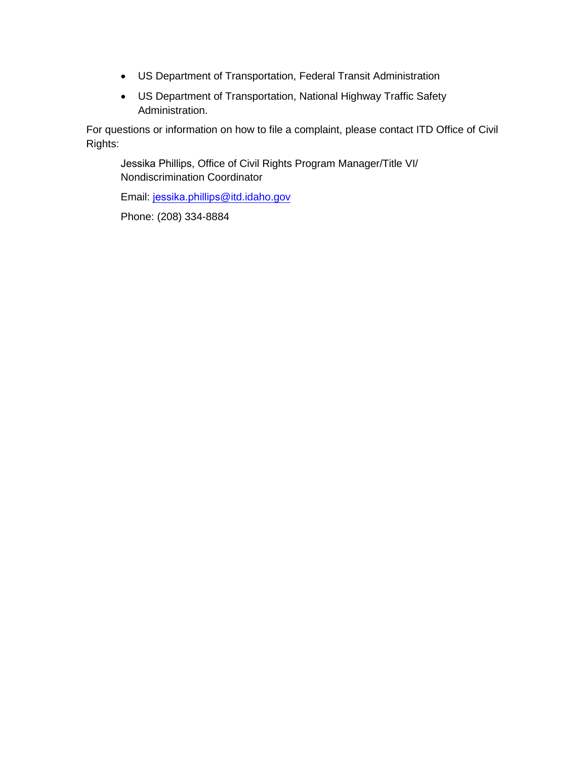- US Department of Transportation, Federal Transit Administration
- US Department of Transportation, National Highway Traffic Safety Administration.

For questions or information on how to file a complaint, please contact ITD Office of Civil Rights:

Jessika Phillips, Office of Civil Rights Program Manager/Title VI/ Nondiscrimination Coordinator

Email: jessika.phillips@itd.idaho.gov

Phone: (208) 334-8884